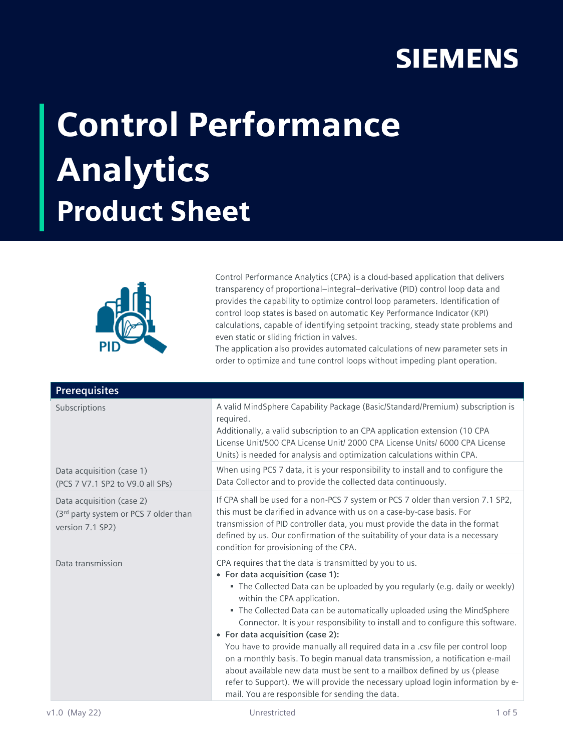SIEMENS

# Control Performance Analytics
## Product Sheet

Control Performance Analytics (CPA) is a cloud-based application that delivers transparency of proportional–integral–derivative (PID) control loop data and provides the capability to optimize control loop parameters. Identification of control loop states is based on automatic Key Performance Indicator (KPI) calculations, capable of identifying setpoint tracking, steady state problems and even static or sliding friction in valves.
The application also provides automated calculations of new parameter sets in order to optimize and tune control loops without impeding plant operation.

| Prerequisites | |
|---|---|
| Subscriptions | A valid MindSphere Capability Package (Basic/Standard/Premium) subscription is required.<br>Additionally, a valid subscription to an CPA application extension (10 CPA License Unit/500 CPA License Unit/ 2000 CPA License Units/ 6000 CPA License Units) is needed for analysis and optimization calculations within CPA. |
| Data acquisition (case 1)<br>(PCS 7 V7.1 SP2 to V9.0 all SPs) | When using PCS 7 data, it is your responsibility to install and to configure the Data Collector and to provide the collected data continuously. |
| Data acquisition (case 2)<br>(3rd party system or PCS 7 older than version 7.1 SP2) | If CPA shall be used for a non-PCS 7 system or PCS 7 older than version 7.1 SP2, this must be clarified in advance with us on a case-by-case basis. For transmission of PID controller data, you must provide the data in the format defined by us. Our confirmation of the suitability of your data is a necessary condition for provisioning of the CPA. |
| Data transmission | CPA requires that the data is transmitted by you to us.<br>• **For data acquisition (case 1):**<br>  ▪ The Collected Data can be uploaded by you regularly (e.g. daily or weekly) within the CPA application.<br>  ▪ The Collected Data can be automatically uploaded using the MindSphere Connector. It is your responsibility to install and to configure this software.<br>• **For data acquisition (case 2):**<br>You have to provide manually all required data in a .csv file per control loop on a monthly basis. To begin manual data transmission, a notification e-mail about available new data must be sent to a mailbox defined by us (please refer to Support). We will provide the necessary upload login information by e-mail. You are responsible for sending the data. |

v1.0 (May 22) Unrestricted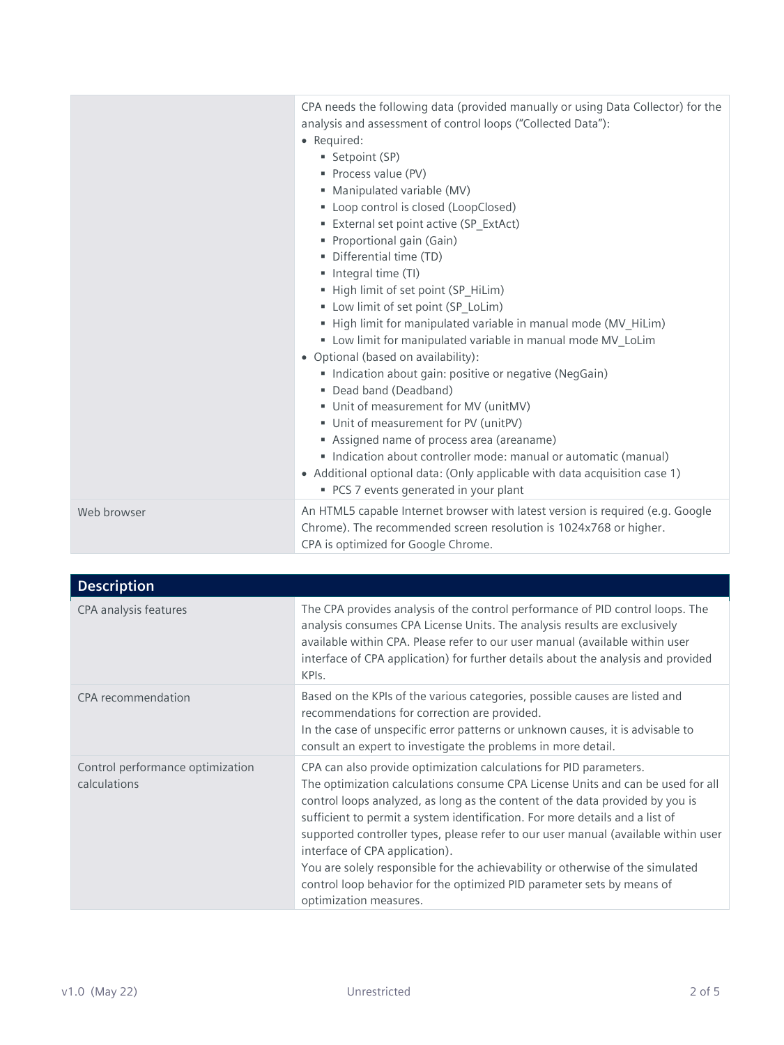| | |
|---|---|
| | CPA needs the following data (provided manually or using Data Collector) for the analysis and assessment of control loops ("Collected Data"):<br>• Required:<br>&nbsp;&nbsp;▪ Setpoint (SP)<br>&nbsp;&nbsp;▪ Process value (PV)<br>&nbsp;&nbsp;▪ Manipulated variable (MV)<br>&nbsp;&nbsp;▪ Loop control is closed (LoopClosed)<br>&nbsp;&nbsp;▪ External set point active (SP_ExtAct)<br>&nbsp;&nbsp;▪ Proportional gain (Gain)<br>&nbsp;&nbsp;▪ Differential time (TD)<br>&nbsp;&nbsp;▪ Integral time (TI)<br>&nbsp;&nbsp;▪ High limit of set point (SP_HiLim)<br>&nbsp;&nbsp;▪ Low limit of set point (SP_LoLim)<br>&nbsp;&nbsp;▪ High limit for manipulated variable in manual mode (MV_HiLim)<br>&nbsp;&nbsp;▪ Low limit for manipulated variable in manual mode MV_LoLim<br>• Optional (based on availability):<br>&nbsp;&nbsp;▪ Indication about gain: positive or negative (NegGain)<br>&nbsp;&nbsp;▪ Dead band (Deadband)<br>&nbsp;&nbsp;▪ Unit of measurement for MV (unitMV)<br>&nbsp;&nbsp;▪ Unit of measurement for PV (unitPV)<br>&nbsp;&nbsp;▪ Assigned name of process area (areaname)<br>&nbsp;&nbsp;▪ Indication about controller mode: manual or automatic (manual)<br>• Additional optional data: (Only applicable with data acquisition case 1)<br>&nbsp;&nbsp;▪ PCS 7 events generated in your plant |
| Web browser | An HTML5 capable Internet browser with latest version is required (e.g. Google Chrome). The recommended screen resolution is 1024x768 or higher.<br>CPA is optimized for Google Chrome. |

| **Description** | |
|---|---|
| CPA analysis features | The CPA provides analysis of the control performance of PID control loops. The analysis consumes CPA License Units. The analysis results are exclusively available within CPA. Please refer to our user manual (available within user interface of CPA application) for further details about the analysis and provided KPIs. |
| CPA recommendation | Based on the KPIs of the various categories, possible causes are listed and recommendations for correction are provided.<br>In the case of unspecific error patterns or unknown causes, it is advisable to consult an expert to investigate the problems in more detail. |
| Control performance optimization calculations | CPA can also provide optimization calculations for PID parameters.<br>The optimization calculations consume CPA License Units and can be used for all control loops analyzed, as long as the content of the data provided by you is sufficient to permit a system identification. For more details and a list of supported controller types, please refer to our user manual (available within user interface of CPA application).<br>You are solely responsible for the achievability or otherwise of the simulated control loop behavior for the optimized PID parameter sets by means of optimization measures. |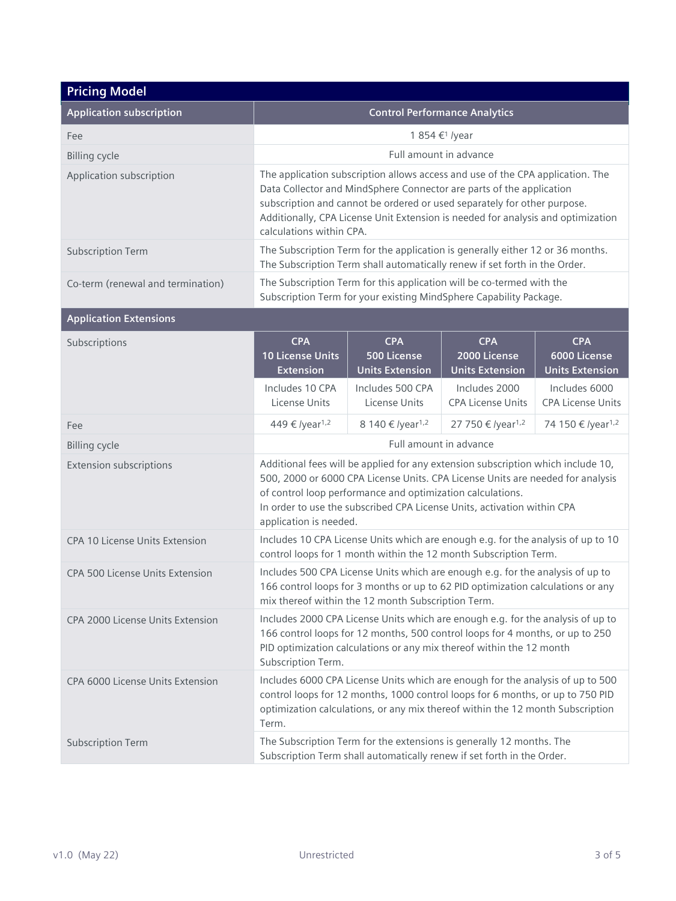## Pricing Model

| Application subscription | Control Performance Analytics |
|---|---|
| Fee | 1 854 €[1] /year |
| Billing cycle | Full amount in advance |
| Application subscription | The application subscription allows access and use of the CPA application. The Data Collector and MindSphere Connector are parts of the application subscription and cannot be ordered or used separately for other purpose. Additionally, CPA License Unit Extension is needed for analysis and optimization calculations within CPA. |
| Subscription Term | The Subscription Term for the application is generally either 12 or 36 months. The Subscription Term shall automatically renew if set forth in the Order. |
| Co-term (renewal and termination) | The Subscription Term for this application will be co-termed with the Subscription Term for your existing MindSphere Capability Package. |

### Application Extensions

| Subscriptions | CPA 10 License Units Extension | CPA 500 License Units Extension | CPA 2000 License Units Extension | CPA 6000 License Units Extension |
|---|---|---|---|---|
| | Includes 10 CPA License Units | Includes 500 CPA License Units | Includes 2000 CPA License Units | Includes 6000 CPA License Units |
| Fee | 449 € /year[1,2] | 8 140 € /year[1,2] | 27 750 € /year[1,2] | 74 150 € /year[1,2] |
| Billing cycle | Full amount in advance | | | |
| Extension subscriptions | Additional fees will be applied for any extension subscription which include 10, 500, 2000 or 6000 CPA License Units. CPA License Units are needed for analysis of control loop performance and optimization calculations. In order to use the subscribed CPA License Units, activation within CPA application is needed. | | | |
| CPA 10 License Units Extension | Includes 10 CPA License Units which are enough e.g. for the analysis of up to 10 control loops for 1 month within the 12 month Subscription Term. | | | |
| CPA 500 License Units Extension | Includes 500 CPA License Units which are enough e.g. for the analysis of up to 166 control loops for 3 months or up to 62 PID optimization calculations or any mix thereof within the 12 month Subscription Term. | | | |
| CPA 2000 License Units Extension | Includes 2000 CPA License Units which are enough e.g. for the analysis of up to 166 control loops for 12 months, 500 control loops for 4 months, or up to 250 PID optimization calculations or any mix thereof within the 12 month Subscription Term. | | | |
| CPA 6000 License Units Extension | Includes 6000 CPA License Units which are enough for the analysis of up to 500 control loops for 12 months, 1000 control loops for 6 months, or up to 750 PID optimization calculations, or any mix thereof within the 12 month Subscription Term. | | | |
| Subscription Term | The Subscription Term for the extensions is generally 12 months. The Subscription Term shall automatically renew if set forth in the Order. | | | |

v1.0 (May 22) Unrestricted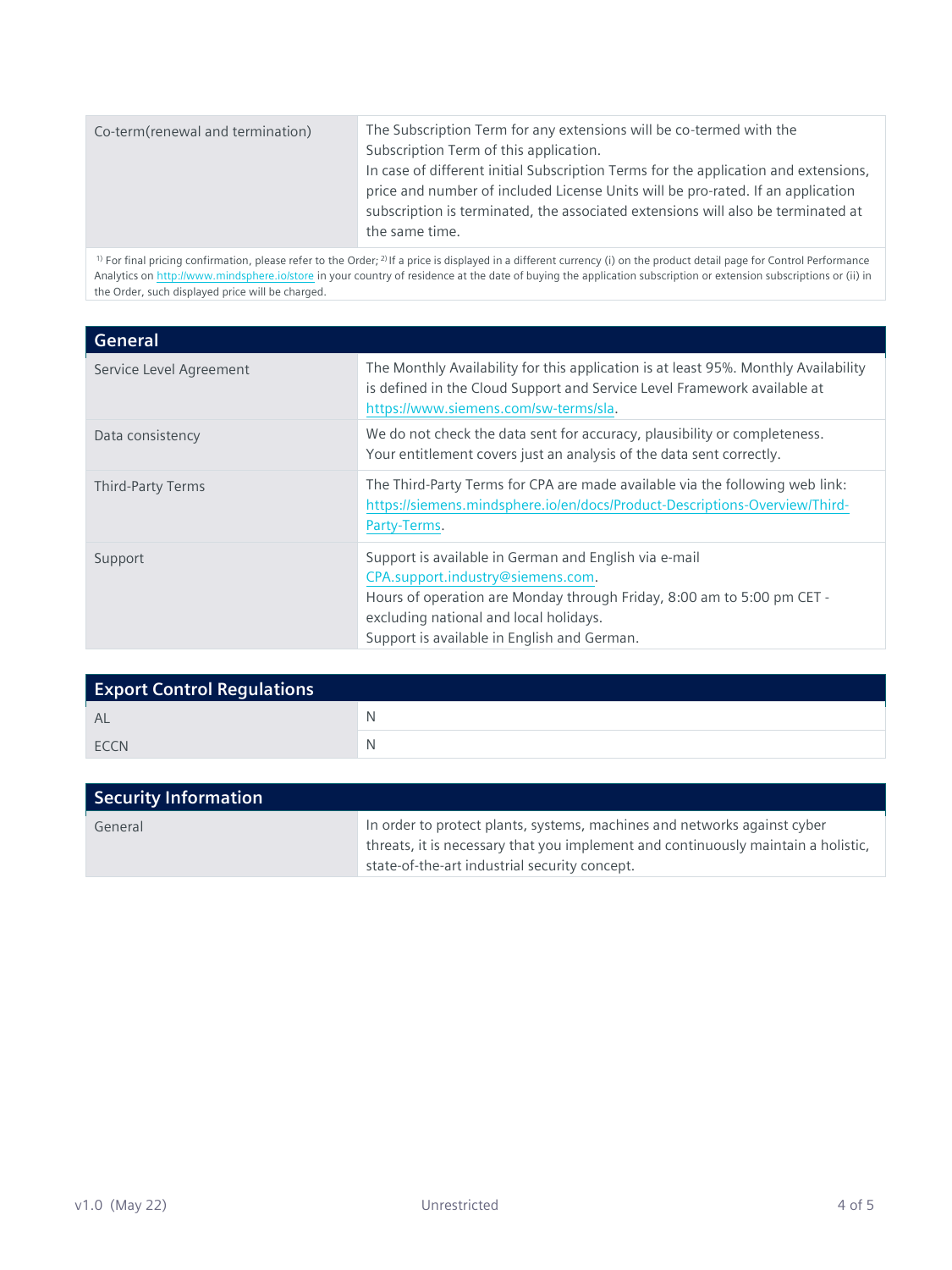| Co-term(renewal and termination) | The Subscription Term for any extensions will be co-termed with the Subscription Term of this application.<br>In case of different initial Subscription Terms for the application and extensions, price and number of included License Units will be pro-rated. If an application subscription is terminated, the associated extensions will also be terminated at the same time. |
|---|---|

[1] For final pricing confirmation, please refer to the Order; [2] If a price is displayed in a different currency (i) on the product detail page for Control Performance Analytics on http://www.mindsphere.io/store in your country of residence at the date of buying the application subscription or extension subscriptions or (ii) in the Order, such displayed price will be charged.

## General

| | |
|---|---|
| Service Level Agreement | The Monthly Availability for this application is at least 95%. Monthly Availability is defined in the Cloud Support and Service Level Framework available at https://www.siemens.com/sw-terms/sla. |
| Data consistency | We do not check the data sent for accuracy, plausibility or completeness. Your entitlement covers just an analysis of the data sent correctly. |
| Third-Party Terms | The Third-Party Terms for CPA are made available via the following web link: https://siemens.mindsphere.io/en/docs/Product-Descriptions-Overview/Third-Party-Terms. |
| Support | Support is available in German and English via e-mail CPA.support.industry@siemens.com.<br>Hours of operation are Monday through Friday, 8:00 am to 5:00 pm CET - excluding national and local holidays.<br>Support is available in English and German. |

## Export Control Regulations

| | |
|---|---|
| AL | N |
| ECCN | N |

## Security Information

| | |
|---|---|
| General | In order to protect plants, systems, machines and networks against cyber threats, it is necessary that you implement and continuously maintain a holistic, state-of-the-art industrial security concept. |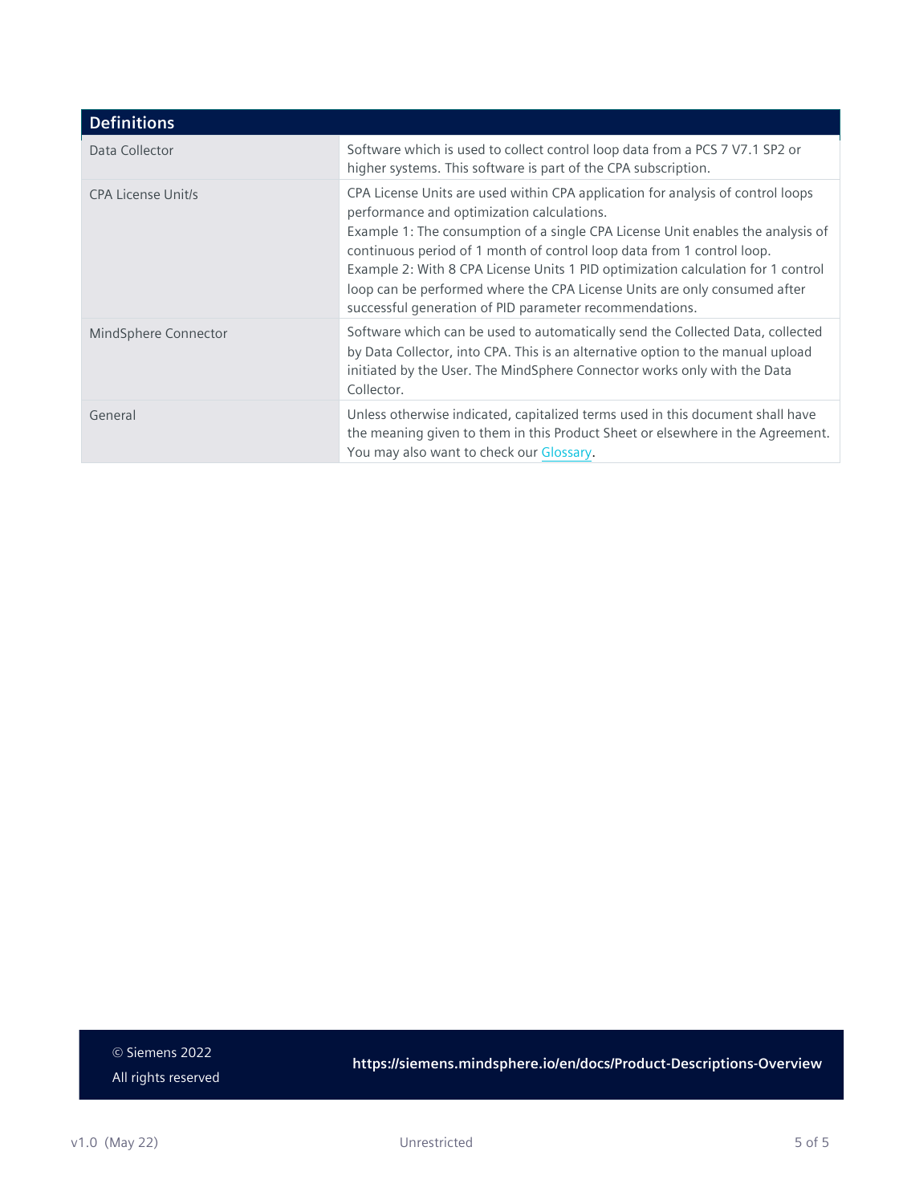| Definitions | |
|---|---|
| Data Collector | Software which is used to collect control loop data from a PCS 7 V7.1 SP2 or higher systems. This software is part of the CPA subscription. |
| CPA License Unit/s | CPA License Units are used within CPA application for analysis of control loops performance and optimization calculations.<br>Example 1: The consumption of a single CPA License Unit enables the analysis of continuous period of 1 month of control loop data from 1 control loop.<br>Example 2: With 8 CPA License Units 1 PID optimization calculation for 1 control loop can be performed where the CPA License Units are only consumed after successful generation of PID parameter recommendations. |
| MindSphere Connector | Software which can be used to automatically send the Collected Data, collected by Data Collector, into CPA. This is an alternative option to the manual upload initiated by the User. The MindSphere Connector works only with the Data Collector. |
| General | Unless otherwise indicated, capitalized terms used in this document shall have the meaning given to them in this Product Sheet or elsewhere in the Agreement. You may also want to check our Glossary. |

© Siemens 2022

All rights reserved

**https://siemens.mindsphere.io/en/docs/Product-Descriptions-Overview**

v1.0 (May 22)

Unrestricted